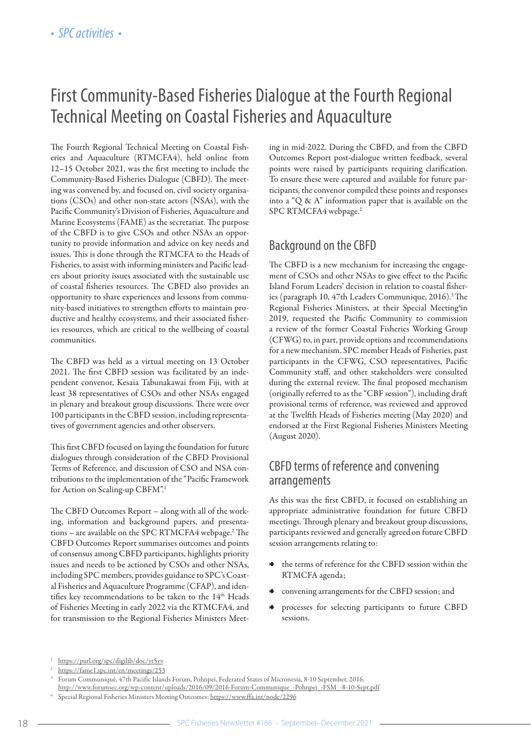# First Community-Based Fisheries Dialogue at the Fourth Regional Technical Meeting on Coastal Fisheries and Aquaculture

The Fourth Regional Technical Meeting on Coastal Fisheries and Aquaculture (RTMCFA4), held online from 12–15 October 2021, was the first meeting to include the Community-Based Fisheries Dialogue (CBFD). The meeting was convened by, and focused on, civil society organisations (CSOs) and other non-state actors (NSAs), with the Pacific Community's Division of Fisheries, Aquaculture and Marine Ecosystems (FAME) as the secretariat. The purpose of the CBFD is to give CSOs and other NSAs an opportunity to provide information and advice on key needs and issues. This is done through the RTMCFA to the Heads of Fisheries, to assist with informing ministers and Pacific leaders about priority issues associated with the sustainable use of coastal fisheries resources. The CBFD also provides an opportunity to share experiences and lessons from community-based initiatives to strengthen efforts to maintain productive and healthy ecosystems, and their associated fisheries resources, which are critical to the wellbeing of coastal communities.

The CBFD was held as a virtual meeting on 13 October 2021. The first CBFD session was facilitated by an independent convenor, Kesaia Tabunakawai from Fiji, with at least 38 representatives of CSOs and other NSAs engaged in plenary and breakout group discussions. There were over 100 participants in the CBFD session, including representatives of government agencies and other observers.

This first CBFD focused on laying the foundation for future dialogues through consideration of the CBFD Provisional Terms of Reference, and discussion of CSO and NSA contributions to the implementation of the "Pacific Framework for Action on Scaling-up CBFM".[1]

The CBFD Outcomes Report – along with all of the working, information and background papers, and presentations – are available on the SPC RTMCFA4 webpage.[2] The CBFD Outcomes Report summarises outcomes and points of consensus among CBFD participants, highlights priority issues and needs to be actioned by CSOs and other NSAs, including SPC members, provides guidance to SPC's Coastal Fisheries and Aquaculture Programme (CFAP), and identifies key recommendations to be taken to the 14th Heads of Fisheries Meeting in early 2022 via the RTMCFA4, and for transmission to the Regional Fisheries Ministers Meeting in mid-2022. During the CBFD, and from the CBFD Outcomes Report post-dialogue written feedback, several points were raised by participants requiring clarification. To ensure these were captured and available for future participants, the convenor compiled these points and responses into a "Q & A" information paper that is available on the SPC RTMCFA4 webpage.[2]

## Background on the CBFD

The CBFD is a new mechanism for increasing the engagement of CSOs and other NSAs to give effect to the Pacific Island Forum Leaders' decision in relation to coastal fisheries (paragraph 10, 47th Leaders Communique, 2016).[3] The Regional Fisheries Ministers, at their Special Meeting[4] in 2019, requested the Pacific Community to commission a review of the former Coastal Fisheries Working Group (CFWG) to, in part, provide options and recommendations for a new mechanism. SPC member Heads of Fisheries, past participants in the CFWG, CSO representatives, Pacific Community staff, and other stakeholders were consulted during the external review. The final proposed mechanism (originally referred to as the "CBF session"), including draft provisional terms of reference, was reviewed and approved at the Twelfth Heads of Fisheries meeting (May 2020) and endorsed at the First Regional Fisheries Ministers Meeting (August 2020).

## CBFD terms of reference and convening arrangements

As this was the first CBFD, it focused on establishing an appropriate administrative foundation for future CBFD meetings. Through plenary and breakout group discussions, participants reviewed and generally agreed on future CBFD session arrangements relating to:

- the terms of reference for the CBFD session within the RTMCFA agenda;
- convening arrangements for the CBFD session; and
- processes for selecting participants to future CBFD sessions.

---

[1] https://purl.org/spc/digilib/doc/yr5yv

[2] https://fame1.spc.int/en/meetings/253

[3] Forum Communiqué, 47th Pacific Islands Forum, Pohnpei, Federated States of Micronesia, 8-10 September, 2016. http://www.forumsec.org/wp-content/uploads/2016/09/2016-Forum-Communique_-Pohnpei_-FSM_-8-10-Sept.pdf

[4] Special Regional Fisheries Ministers Meeting Outcomes: https://www.ffa.int/node/2296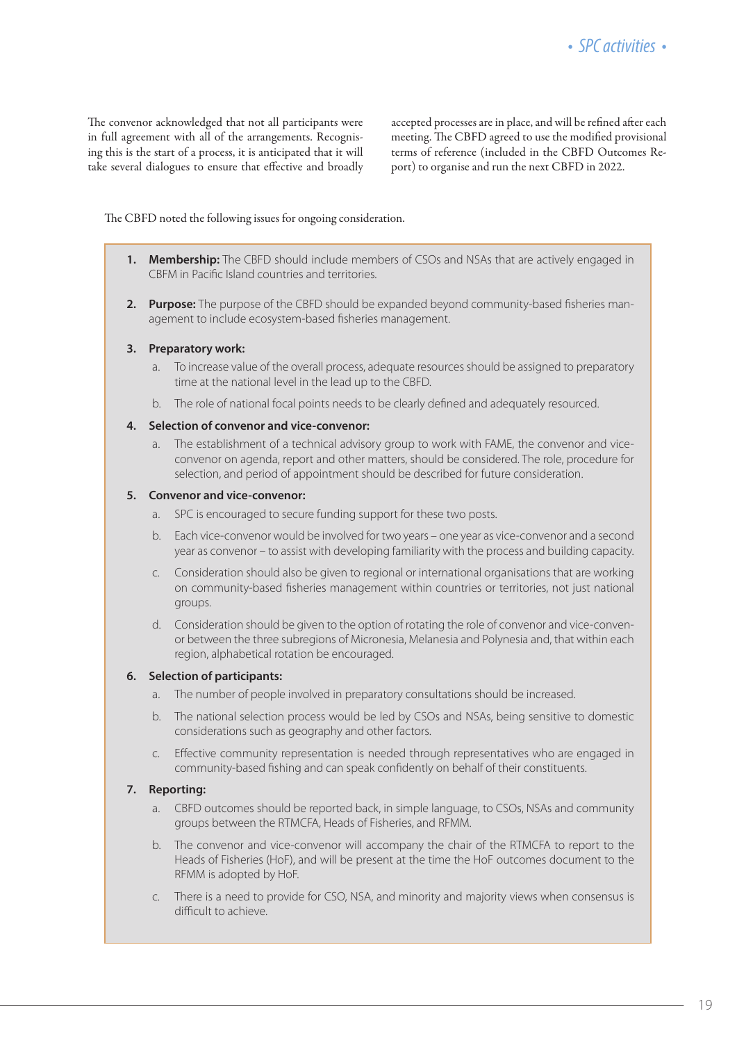The convenor acknowledged that not all participants were in full agreement with all of the arrangements. Recognising this is the start of a process, it is anticipated that it will take several dialogues to ensure that effective and broadly accepted processes are in place, and will be refined after each meeting. The CBFD agreed to use the modified provisional terms of reference (included in the CBFD Outcomes Report) to organise and run the next CBFD in 2022.

The CBFD noted the following issues for ongoing consideration.

1. **Membership:** The CBFD should include members of CSOs and NSAs that are actively engaged in CBFM in Pacific Island countries and territories.

2. **Purpose:** The purpose of the CBFD should be expanded beyond community-based fisheries management to include ecosystem-based fisheries management.

3. **Preparatory work:**
   a. To increase value of the overall process, adequate resources should be assigned to preparatory time at the national level in the lead up to the CBFD.
   b. The role of national focal points needs to be clearly defined and adequately resourced.

4. **Selection of convenor and vice-convenor:**
   a. The establishment of a technical advisory group to work with FAME, the convenor and vice-convenor on agenda, report and other matters, should be considered. The role, procedure for selection, and period of appointment should be described for future consideration.

5. **Convenor and vice-convenor:**
   a. SPC is encouraged to secure funding support for these two posts.
   b. Each vice-convenor would be involved for two years – one year as vice-convenor and a second year as convenor – to assist with developing familiarity with the process and building capacity.
   c. Consideration should also be given to regional or international organisations that are working on community-based fisheries management within countries or territories, not just national groups.
   d. Consideration should be given to the option of rotating the role of convenor and vice-convenor between the three subregions of Micronesia, Melanesia and Polynesia and, that within each region, alphabetical rotation be encouraged.

6. **Selection of participants:**
   a. The number of people involved in preparatory consultations should be increased.
   b. The national selection process would be led by CSOs and NSAs, being sensitive to domestic considerations such as geography and other factors.
   c. Effective community representation is needed through representatives who are engaged in community-based fishing and can speak confidently on behalf of their constituents.

7. **Reporting:**
   a. CBFD outcomes should be reported back, in simple language, to CSOs, NSAs and community groups between the RTMCFA, Heads of Fisheries, and RFMM.
   b. The convenor and vice-convenor will accompany the chair of the RTMCFA to report to the Heads of Fisheries (HoF), and will be present at the time the HoF outcomes document to the RFMM is adopted by HoF.
   c. There is a need to provide for CSO, NSA, and minority and majority views when consensus is difficult to achieve.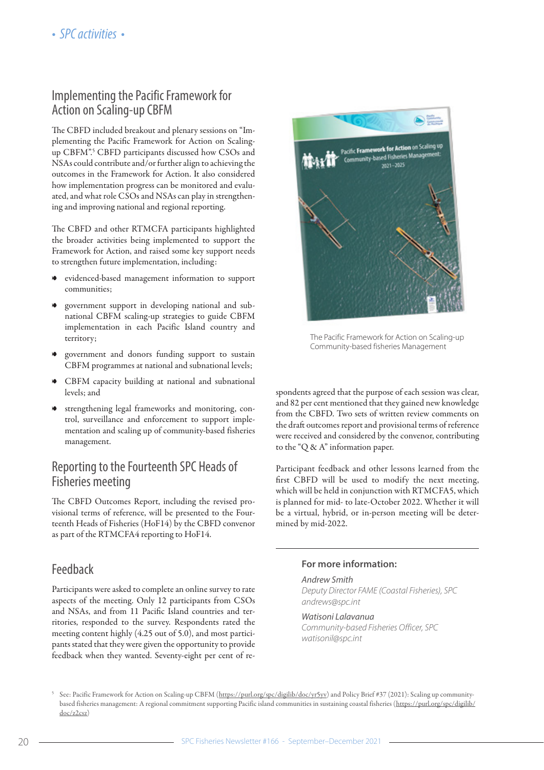## Implementing the Pacific Framework for Action on Scaling-up CBFM

The CBFD included breakout and plenary sessions on "Implementing the Pacific Framework for Action on Scaling-up CBFM".[5] CBFD participants discussed how CSOs and NSAs could contribute and/or further align to achieving the outcomes in the Framework for Action. It also considered how implementation progress can be monitored and evaluated, and what role CSOs and NSAs can play in strengthening and improving national and regional reporting.

The CBFD and other RTMCFA participants highlighted the broader activities being implemented to support the Framework for Action, and raised some key support needs to strengthen future implementation, including:

- evidenced-based management information to support communities;
- government support in developing national and subnational CBFM scaling-up strategies to guide CBFM implementation in each Pacific Island country and territory;
- government and donors funding support to sustain CBFM programmes at national and subnational levels;
- CBFM capacity building at national and subnational levels; and
- strengthening legal frameworks and monitoring, control, surveillance and enforcement to support implementation and scaling up of community-based fisheries management.

## Reporting to the Fourteenth SPC Heads of Fisheries meeting

The CBFD Outcomes Report, including the revised provisional terms of reference, will be presented to the Fourteenth Heads of Fisheries (HoF14) by the CBFD convenor as part of the RTMCFA4 reporting to HoF14.

## Feedback

Participants were asked to complete an online survey to rate aspects of the meeting. Only 12 participants from CSOs and NSAs, and from 11 Pacific Island countries and territories, responded to the survey. Respondents rated the meeting content highly (4.25 out of 5.0), and most participants stated that they were given the opportunity to provide feedback when they wanted. Seventy-eight per cent of respondents agreed that the purpose of each session was clear, and 82 per cent mentioned that they gained new knowledge from the CBFD. Two sets of written review comments on the draft outcomes report and provisional terms of reference were received and considered by the convenor, contributing to the "Q & A" information paper.

Participant feedback and other lessons learned from the first CBFD will be used to modify the next meeting, which will be held in conjunction with RTMCFA5, which is planned for mid- to late-October 2022. Whether it will be a virtual, hybrid, or in-person meeting will be determined by mid-2022.

The Pacific Framework for Action on Scaling-up Community-based fisheries Management

---

**For more information:**

*Andrew Smith*
*Deputy Director FAME (Coastal Fisheries), SPC*
*andrews@spc.int*

*Watisoni Lalavanua*
*Community-based Fisheries Officer, SPC*
*watisonil@spc.int*

---

[5] See: Pacific Framework for Action on Scaling-up CBFM (https://purl.org/spc/digilib/doc/yr5yv) and Policy Brief #37 (2021): Scaling up community-based fisheries management: A regional commitment supporting Pacific island communities in sustaining coastal fisheries (https://purl.org/spc/digilib/doc/z2csz)